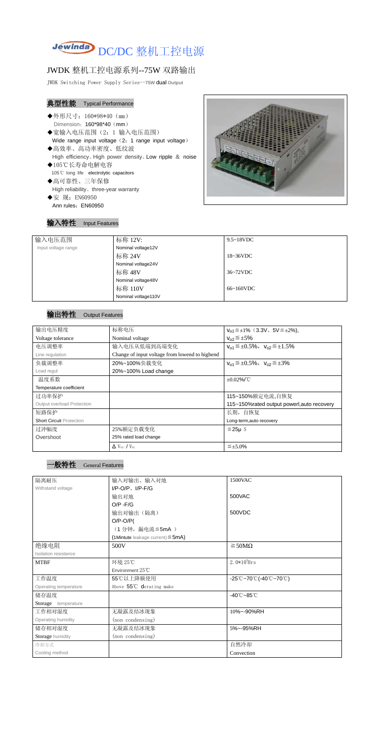# Jewinda DC/DC 整机工控电源

## JWDK 整机工控电源系列--75W 双路输出

JWDK Switching Power Supply Series--75W dual Output

### 典型性能 Typical Performance

- ◆外形尺寸：160\*98\*40（mm）
  Dimension：160\*98\*40（mm）
- ◆宽输入电压范围（2：1 输入电压范围）
  Wide range input voltage（2：1 range input voltage）
- ◆高效率、高功率密度、低纹波
  High efficiency、High power density、Low ripple ＆ noise
- ◆105℃长寿命电解电容
  105℃ long life electrolytic capacitors
- ◆高可靠性、三年保修
  High reliability、three-year warranty
- ◆安 规：EN60950
  Ann rules：EN60950

### 输入特性 Input Features

| 输入电压范围<br>Input voltage range | 标称 12V:<br>Nominal voltage12V | 9.5~18VDC |
|---|---|---|
| | 标称 24V<br>Nominal voltage24V | 18~36VDC |
| | 标称 48V<br>Nominal voltage48V | 36~72VDC |
| | 标称 110V<br>Nominal voltage110V | 66~160VDC |

### 输出特性 Output Features

| 输出电压精度<br>Voltage tolerance | 标称电压<br>Nominal voltage | $V_{01}$≦±1%（3.3V、5V≦±2%),<br>$V_{02}$≦±5% |
|---|---|---|
| 电压调整率<br>Line regulation | 输入电压从低端到高端变化<br>Change of input voltage from lowend to highend | $V_{01}$≦±0.5%，$V_{02}$≦±1.5% |
| 负载调整率<br>Load regul | 20%~100%负载变化<br>20%~100% Load change | $V_{01}$≦±0.5%，$V_{02}$≦±3% |
| 温度系数<br>Temperature coefficient | | ±0.02%/℃ |
| 过功率保护<br>Output overload Protection | | 115~150%额定电流,自恢复<br>115~150%rated output powerl,auto recovery |
| 短路保护<br>Short Circuit Protection | | 长期，自恢复<br>Long-term,auto recovery |
| 过冲幅度<br>Overshoot | 25%额定负载变化<br>25% rated load change | ≦25μ S |
| | $\Delta V_{01} / V_{01}$ | ≦±5.0% |

### 一般特性 General Features

| 隔离耐压<br>Withstand voltage | 输入对输出、输入对地<br>I/P-O/P、I/P-F/G | 1500VAC |
|---|---|---|
| | 输出对地<br>O/P -F/G | 500VAC |
| | 输出对输出（隔离）<br>O/P-O/P(<br>（1 分钟，漏电流≦5mA ）<br>(1Mintute leakage current)≦5mA) | 500VDC |
| 绝缘电阻<br>Isolation resistance | 500V | ≧50MΩ |
| MTBF | 环境 25℃<br>Environment 25℃ | $2.0\times10^5$Hrs |
| 工作温度<br>Operating temperature | 55℃以上降额使用<br>Above 55℃ derating make | -25℃~70℃(-40℃~70℃) |
| 储存温度<br>Storage temperature | | -40℃~85℃ |
| 工作相对湿度<br>Operating humidity | 无凝露及结冰现象<br>(non condensing) | 10%~-90%RH |
| 储存相对湿度<br>Storage humidity | 无凝露及结冰现象<br>(non condensing) | 5%~-95%RH |
| 冷却方式<br>Cooling method | | 自然冷却<br>Convection |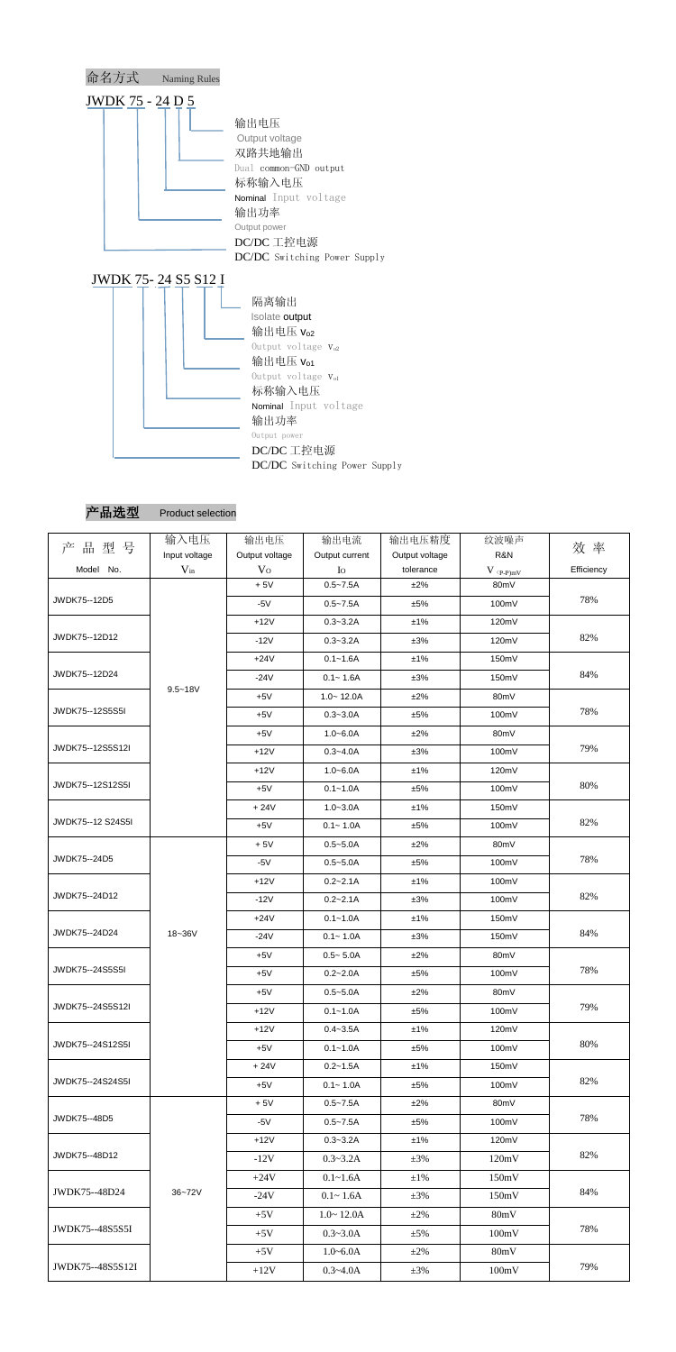## 命名方式 Naming Rules

JWDK 75 - 24 D 5

- 输出电压 Output voltage
- 双路共地输出 Dual common-GND output
- 标称输入电压 Nominal Input voltage
- 输出功率 Output power
- DC/DC 工控电源 DC/DC Switching Power Supply

JWDK 75- 24 S5 S12 I

- 隔离输出 Isolate output
- 输出电压 $V_{o2}$ Output voltage $V_{o2}$
- 输出电压 $V_{o1}$ Output voltage $V_{o1}$
- 标称输入电压 Nominal Input voltage
- 输出功率 Output power
- DC/DC 工控电源 DC/DC Switching Power Supply

## 产品选型 Product selection

| 产 品 型 号<br>Model No. | 输入电压<br>Input voltage<br>$V_{in}$ | 输出电压<br>Output voltage<br>$V_O$ | 输出电流<br>Output current<br>$I_O$ | 输出电压精度<br>Output voltage<br>tolerance | 纹波噪声<br>R&N<br>$V_{(P-P)mV}$ | 效 率<br>Efficiency |
|---|---|---|---|---|---|---|
| JWDK75--12D5 | 9.5~18V | + 5V | 0.5~7.5A | ±2% | 80mV | 78% |
| | | -5V | 0.5~7.5A | ±5% | 100mV | |
| JWDK75--12D12 | | +12V | 0.3~3.2A | ±1% | 120mV | 82% |
| | | -12V | 0.3~3.2A | ±3% | 120mV | |
| JWDK75--12D24 | | +24V | 0.1~1.6A | ±1% | 150mV | 84% |
| | | -24V | 0.1~ 1.6A | ±3% | 150mV | |
| JWDK75--12S5S5I | | +5V | 1.0~ 12.0A | ±2% | 80mV | 78% |
| | | +5V | 0.3~3.0A | ±5% | 100mV | |
| JWDK75--12S5S12I | | +5V | 1.0~6.0A | ±2% | 80mV | 79% |
| | | +12V | 0.3~4.0A | ±3% | 100mV | |
| JWDK75--12S12S5I | | +12V | 1.0~6.0A | ±1% | 120mV | 80% |
| | | +5V | 0.1~1.0A | ±5% | 100mV | |
| JWDK75--12 S24S5I | | + 24V | 1.0~3.0A | ±1% | 150mV | 82% |
| | | +5V | 0.1~ 1.0A | ±5% | 100mV | |
| JWDK75--24D5 | 18~36V | + 5V | 0.5~5.0A | ±2% | 80mV | 78% |
| | | -5V | 0.5~5.0A | ±5% | 100mV | |
| JWDK75--24D12 | | +12V | 0.2~2.1A | ±1% | 100mV | 82% |
| | | -12V | 0.2~2.1A | ±3% | 100mV | |
| JWDK75--24D24 | | +24V | 0.1~1.0A | ±1% | 150mV | 84% |
| | | -24V | 0.1~ 1.0A | ±3% | 150mV | |
| JWDK75--24S5S5I | | +5V | 0.5~ 5.0A | ±2% | 80mV | 78% |
| | | +5V | 0.2~2.0A | ±5% | 100mV | |
| JWDK75--24S5S12I | | +5V | 0.5~5.0A | ±2% | 80mV | 79% |
| | | +12V | 0.1~1.0A | ±5% | 100mV | |
| JWDK75--24S12S5I | | +12V | 0.4~3.5A | ±1% | 120mV | 80% |
| | | +5V | 0.1~1.0A | ±5% | 100mV | |
| JWDK75--24S24S5I | | + 24V | 0.2~1.5A | ±1% | 150mV | 82% |
| | | +5V | 0.1~ 1.0A | ±5% | 100mV | |
| JWDK75--48D5 | 36~72V | + 5V | 0.5~7.5A | ±2% | 80mV | 78% |
| | | -5V | 0.5~7.5A | ±5% | 100mV | |
| JWDK75--48D12 | | +12V | 0.3~3.2A | ±1% | 120mV | 82% |
| | | -12V | 0.3~3.2A | ±3% | 120mV | |
| JWDK75--48D24 | | +24V | 0.1~1.6A | ±1% | 150mV | 84% |
| | | -24V | 0.1~ 1.6A | ±3% | 150mV | |
| JWDK75--48S5S5I | | +5V | 1.0~ 12.0A | ±2% | 80mV | 78% |
| | | +5V | 0.3~3.0A | ±5% | 100mV | |
| JWDK75--48S5S12I | | +5V | 1.0~6.0A | ±2% | 80mV | 79% |
| | | +12V | 0.3~4.0A | ±3% | 100mV | |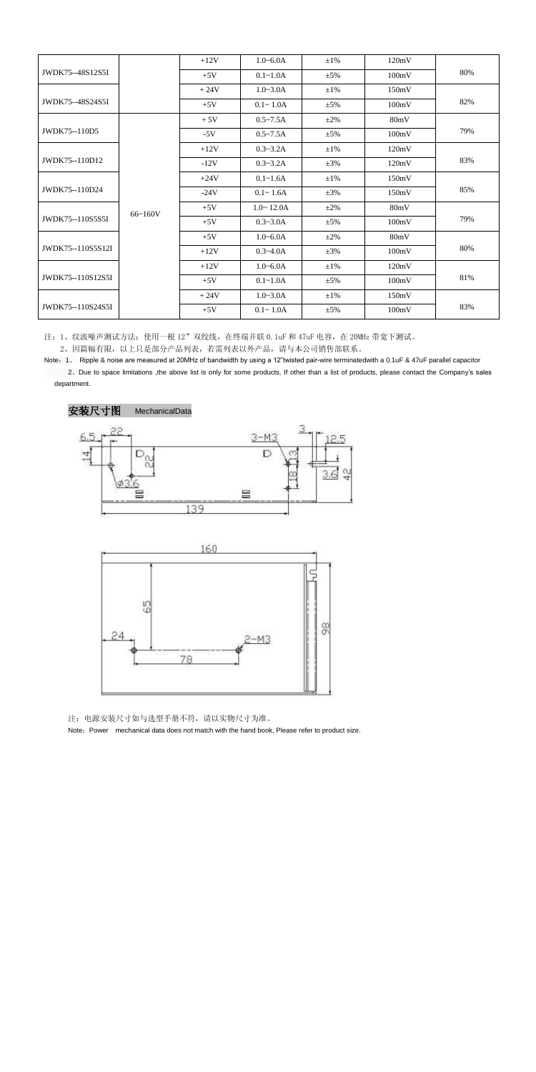| | | | | | | |
|---|---|---|---|---|---|---|
| JWDK75--48S12S5I | | +12V | 1.0~6.0A | ±1% | 120mV | 80% |
| | | +5V | 0.1~1.0A | ±5% | 100mV | |
| JWDK75--48S24S5I | | + 24V | 1.0~3.0A | ±1% | 150mV | 82% |
| | | +5V | 0.1~ 1.0A | ±5% | 100mV | |
| JWDK75--110D5 | 66~160V | + 5V | 0.5~7.5A | ±2% | 80mV | 79% |
| | | -5V | 0.5~7.5A | ±5% | 100mV | |
| JWDK75--110D12 | | +12V | 0.3~3.2A | ±1% | 120mV | 83% |
| | | -12V | 0.3~3.2A | ±3% | 120mV | |
| JWDK75--110D24 | | +24V | 0.1~1.6A | ±1% | 150mV | 85% |
| | | -24V | 0.1~ 1.6A | ±3% | 150mV | |
| JWDK75--110S5S5I | | +5V | 1.0~ 12.0A | ±2% | 80mV | 79% |
| | | +5V | 0.3~3.0A | ±5% | 100mV | |
| JWDK75--110S5S12I | | +5V | 1.0~6.0A | ±2% | 80mV | 80% |
| | | +12V | 0.3~4.0A | ±3% | 100mV | |
| JWDK75--110S12S5I | | +12V | 1.0~6.0A | ±1% | 120mV | 81% |
| | | +5V | 0.1~1.0A | ±5% | 100mV | |
| JWDK75--110S24S5I | | + 24V | 1.0~3.0A | ±1% | 150mV | 83% |
| | | +5V | 0.1~ 1.0A | ±5% | 100mV | |

注：1、纹波噪声测试方法：使用一根 12" 双绞线，在终端并联 0.1uF 和 47uF 电容，在 20MHz 带宽下测试。

2、因篇幅有限，以上只是部分产品列表，若需列表以外产品，请与本公司销售部联系。

Note：1、 Ripple & noise are measured at 20MHz of bandwidth by using a 12"twisted pair-wire terminatedwith a 0.1uF & 47uF parallel capacitor

2、Due to space limitations ,the above list is only for some products, If other than a list of products, please contact the Company's sales department.

## 安装尺寸图 MechanicalData

6.5
22
14
D
22
Ø3.6
3-M3
D
13
18
3
12.5
3.6
42
139

160
65
24
2-M3
78
98

注：电源安装尺寸如与选型手册不符，请以实物尺寸为准。

Note：Power mechanical data does not match with the hand book, Please refer to product size.